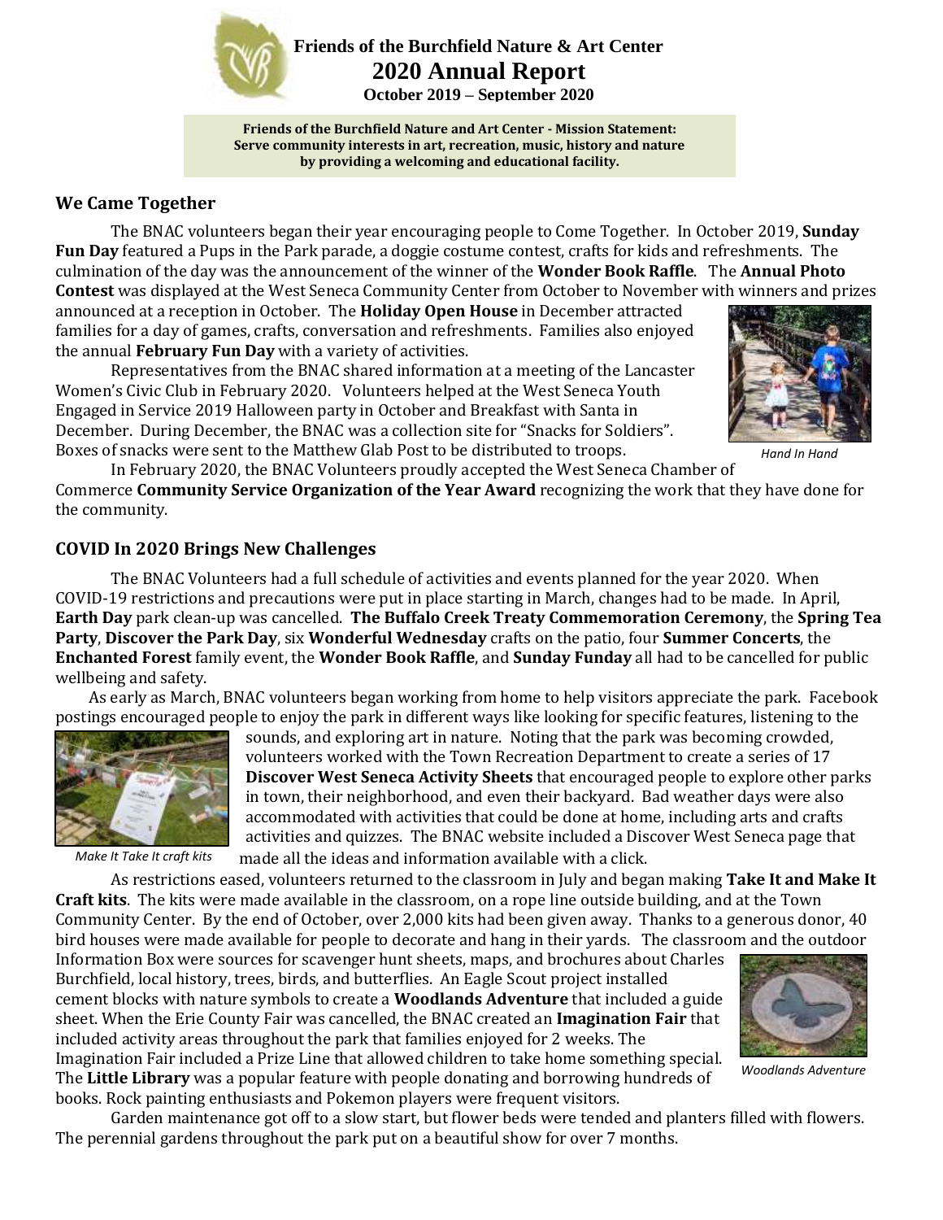# Friends of the Burchfield Nature & Art Center
# 2020 Annual Report
**October 2019 – September 2020**

**Friends of the Burchfield Nature and Art Center - Mission Statement:**
**Serve community interests in art, recreation, music, history and nature by providing a welcoming and educational facility.**

## We Came Together

The BNAC volunteers began their year encouraging people to Come Together. In October 2019, **Sunday Fun Day** featured a Pups in the Park parade, a doggie costume contest, crafts for kids and refreshments. The culmination of the day was the announcement of the winner of the **Wonder Book Raffle**. The **Annual Photo Contest** was displayed at the West Seneca Community Center from October to November with winners and prizes announced at a reception in October. The **Holiday Open House** in December attracted families for a day of games, crafts, conversation and refreshments. Families also enjoyed the annual **February Fun Day** with a variety of activities.

Representatives from the BNAC shared information at a meeting of the Lancaster Women's Civic Club in February 2020. Volunteers helped at the West Seneca Youth Engaged in Service 2019 Halloween party in October and Breakfast with Santa in December. During December, the BNAC was a collection site for "Snacks for Soldiers". Boxes of snacks were sent to the Matthew Glab Post to be distributed to troops.

*Hand In Hand*

In February 2020, the BNAC Volunteers proudly accepted the West Seneca Chamber of Commerce **Community Service Organization of the Year Award** recognizing the work that they have done for the community.

## COVID In 2020 Brings New Challenges

The BNAC Volunteers had a full schedule of activities and events planned for the year 2020. When COVID-19 restrictions and precautions were put in place starting in March, changes had to be made. In April, **Earth Day** park clean-up was cancelled. **The Buffalo Creek Treaty Commemoration Ceremony**, the **Spring Tea Party**, **Discover the Park Day**, six **Wonderful Wednesday** crafts on the patio, four **Summer Concerts**, the **Enchanted Forest** family event, the **Wonder Book Raffle**, and **Sunday Funday** all had to be cancelled for public wellbeing and safety.

As early as March, BNAC volunteers began working from home to help visitors appreciate the park. Facebook postings encouraged people to enjoy the park in different ways like looking for specific features, listening to the sounds, and exploring art in nature. Noting that the park was becoming crowded, volunteers worked with the Town Recreation Department to create a series of 17 **Discover West Seneca Activity Sheets** that encouraged people to explore other parks in town, their neighborhood, and even their backyard. Bad weather days were also accommodated with activities that could be done at home, including arts and crafts activities and quizzes. The BNAC website included a Discover West Seneca page that made all the ideas and information available with a click.

*Make It Take It craft kits*

As restrictions eased, volunteers returned to the classroom in July and began making **Take It and Make It Craft kits**. The kits were made available in the classroom, on a rope line outside building, and at the Town Community Center. By the end of October, over 2,000 kits had been given away. Thanks to a generous donor, 40 bird houses were made available for people to decorate and hang in their yards. The classroom and the outdoor Information Box were sources for scavenger hunt sheets, maps, and brochures about Charles Burchfield, local history, trees, birds, and butterflies. An Eagle Scout project installed cement blocks with nature symbols to create a **Woodlands Adventure** that included a guide sheet. When the Erie County Fair was cancelled, the BNAC created an **Imagination Fair** that included activity areas throughout the park that families enjoyed for 2 weeks. The Imagination Fair included a Prize Line that allowed children to take home something special. The **Little Library** was a popular feature with people donating and borrowing hundreds of books. Rock painting enthusiasts and Pokemon players were frequent visitors.

*Woodlands Adventure*

Garden maintenance got off to a slow start, but flower beds were tended and planters filled with flowers. The perennial gardens throughout the park put on a beautiful show for over 7 months.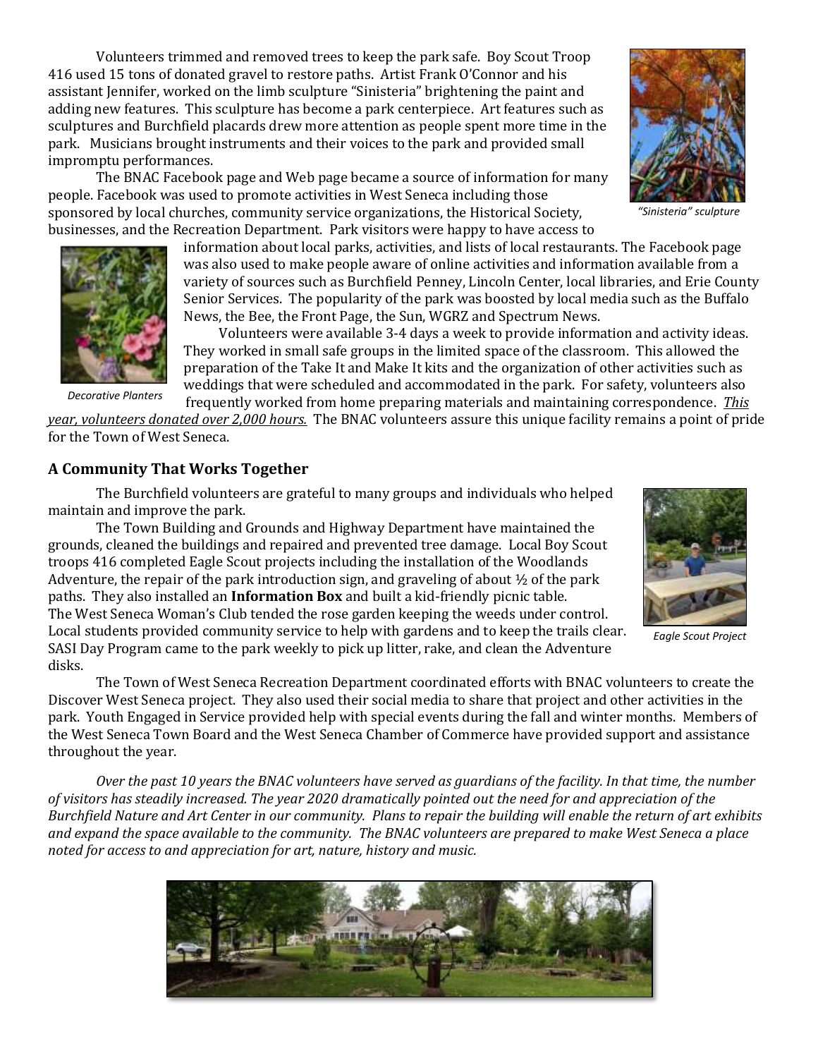Volunteers trimmed and removed trees to keep the park safe. Boy Scout Troop 416 used 15 tons of donated gravel to restore paths. Artist Frank O'Connor and his assistant Jennifer, worked on the limb sculpture "Sinisteria" brightening the paint and adding new features. This sculpture has become a park centerpiece. Art features such as sculptures and Burchfield placards drew more attention as people spent more time in the park. Musicians brought instruments and their voices to the park and provided small impromptu performances.

*"Sinisteria" sculpture*

The BNAC Facebook page and Web page became a source of information for many people. Facebook was used to promote activities in West Seneca including those sponsored by local churches, community service organizations, the Historical Society, businesses, and the Recreation Department. Park visitors were happy to have access to information about local parks, activities, and lists of local restaurants. The Facebook page was also used to make people aware of online activities and information available from a variety of sources such as Burchfield Penney, Lincoln Center, local libraries, and Erie County Senior Services. The popularity of the park was boosted by local media such as the Buffalo News, the Bee, the Front Page, the Sun, WGRZ and Spectrum News.

*Decorative Planters*

Volunteers were available 3-4 days a week to provide information and activity ideas. They worked in small safe groups in the limited space of the classroom. This allowed the preparation of the Take It and Make It kits and the organization of other activities such as weddings that were scheduled and accommodated in the park. For safety, volunteers also frequently worked from home preparing materials and maintaining correspondence. *This year, volunteers donated over 2,000 hours.* The BNAC volunteers assure this unique facility remains a point of pride for the Town of West Seneca.

## A Community That Works Together

The Burchfield volunteers are grateful to many groups and individuals who helped maintain and improve the park.

The Town Building and Grounds and Highway Department have maintained the grounds, cleaned the buildings and repaired and prevented tree damage. Local Boy Scout troops 416 completed Eagle Scout projects including the installation of the Woodlands Adventure, the repair of the park introduction sign, and graveling of about ½ of the park paths. They also installed an **Information Box** and built a kid-friendly picnic table. The West Seneca Woman's Club tended the rose garden keeping the weeds under control. Local students provided community service to help with gardens and to keep the trails clear. SASI Day Program came to the park weekly to pick up litter, rake, and clean the Adventure disks.

*Eagle Scout Project*

The Town of West Seneca Recreation Department coordinated efforts with BNAC volunteers to create the Discover West Seneca project. They also used their social media to share that project and other activities in the park. Youth Engaged in Service provided help with special events during the fall and winter months. Members of the West Seneca Town Board and the West Seneca Chamber of Commerce have provided support and assistance throughout the year.

*Over the past 10 years the BNAC volunteers have served as guardians of the facility. In that time, the number of visitors has steadily increased. The year 2020 dramatically pointed out the need for and appreciation of the Burchfield Nature and Art Center in our community. Plans to repair the building will enable the return of art exhibits and expand the space available to the community. The BNAC volunteers are prepared to make West Seneca a place noted for access to and appreciation for art, nature, history and music.*